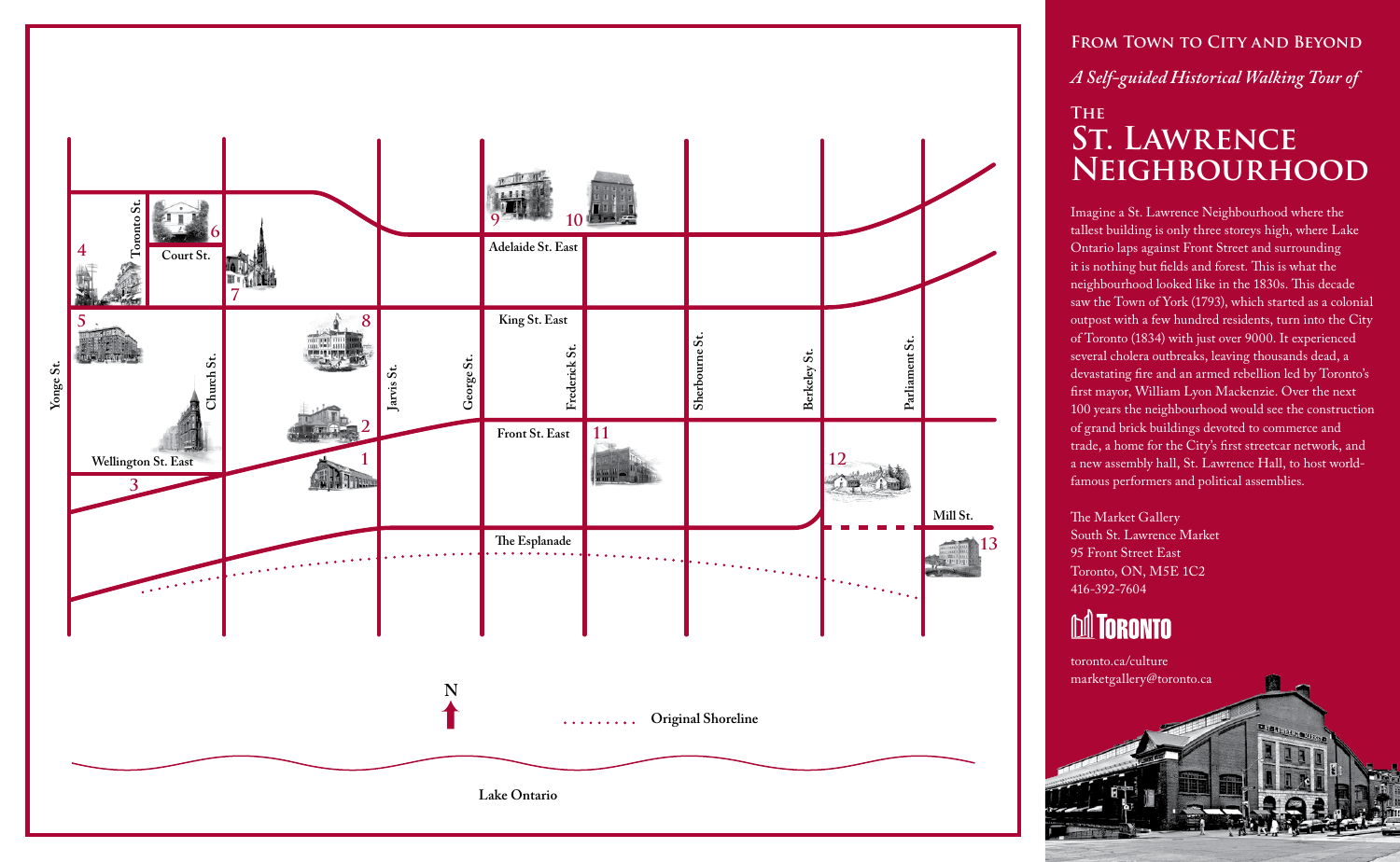# From Town to City and Beyond

*A Self-guided Historical Walking Tour of*

## The St. Lawrence Neighbourhood

Imagine a St. Lawrence Neighbourhood where the tallest building is only three storeys high, where Lake Ontario laps against Front Street and surrounding it is nothing but fields and forest. This is what the neighbourhood looked like in the 1830s. This decade saw the Town of York (1793), which started as a colonial outpost with a few hundred residents, turn into the City of Toronto (1834) with just over 9000. It experienced several cholera outbreaks, leaving thousands dead, a devastating fire and an armed rebellion led by Toronto's first mayor, William Lyon Mackenzie. Over the next 100 years the neighbourhood would see the construction of grand brick buildings devoted to commerce and trade, a home for the City's first streetcar network, and a new assembly hall, St. Lawrence Hall, to host world-famous performers and political assemblies.

The Market Gallery
South St. Lawrence Market
95 Front Street East
Toronto, ON, M5E 1C2
416-392-7604

Toronto

toronto.ca/culture
marketgallery@toronto.ca

Yonge St.
Toronto St.
Court St.
Church St.
Jarvis St.
George St.
Frederick St.
Sherbourne St.
Berkeley St.
Parliament St.
Adelaide St. East
King St. East
Front St. East
Wellington St. East
The Esplanade
Mill St.

1 2 3 4 5 6 7 8 9 10 11 12 13

N

Original Shoreline

Lake Ontario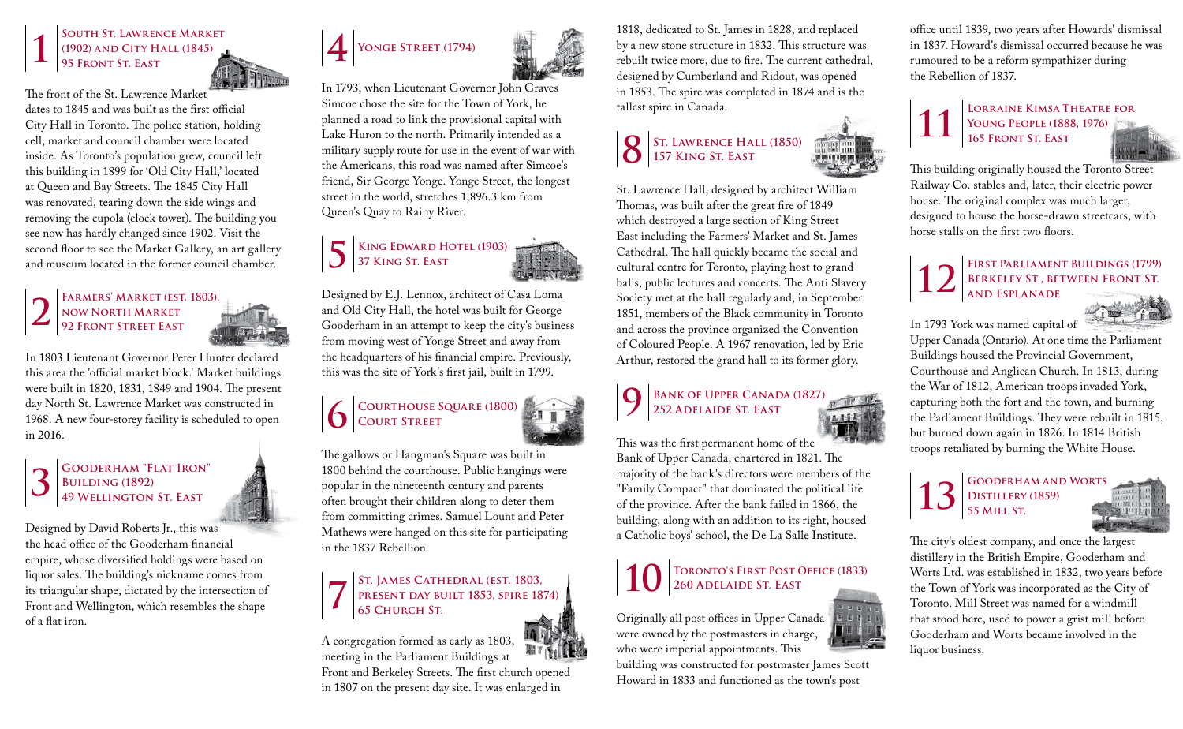## 1 South St. Lawrence Market (1902) and City Hall (1845) 95 Front St. East

The front of the St. Lawrence Market dates to 1845 and was built as the first official City Hall in Toronto. The police station, holding cell, market and council chamber were located inside. As Toronto's population grew, council left this building in 1899 for 'Old City Hall,' located at Queen and Bay Streets. The 1845 City Hall was renovated, tearing down the side wings and removing the cupola (clock tower). The building you see now has hardly changed since 1902. Visit the second floor to see the Market Gallery, an art gallery and museum located in the former council chamber.

## 2 Farmers' Market (est. 1803), now North Market 92 Front Street East

In 1803 Lieutenant Governor Peter Hunter declared this area the 'official market block.' Market buildings were built in 1820, 1831, 1849 and 1904. The present day North St. Lawrence Market was constructed in 1968. A new four-storey facility is scheduled to open in 2016.

## 3 Gooderham "Flat Iron" Building (1892) 49 Wellington St. East

Designed by David Roberts Jr., this was the head office of the Gooderham financial empire, whose diversified holdings were based on liquor sales. The building's nickname comes from its triangular shape, dictated by the intersection of Front and Wellington, which resembles the shape of a flat iron.

## 4 Yonge Street (1794)

In 1793, when Lieutenant Governor John Graves Simcoe chose the site for the Town of York, he planned a road to link the provisional capital with Lake Huron to the north. Primarily intended as a military supply route for use in the event of war with the Americans, this road was named after Simcoe's friend, Sir George Yonge. Yonge Street, the longest street in the world, stretches 1,896.3 km from Queen's Quay to Rainy River.

## 5 King Edward Hotel (1903) 37 King St. East

Designed by E.J. Lennox, architect of Casa Loma and Old City Hall, the hotel was built for George Gooderham in an attempt to keep the city's business from moving west of Yonge Street and away from the headquarters of his financial empire. Previously, this was the site of York's first jail, built in 1799.

## 6 Courthouse Square (1800) Court Street

The gallows or Hangman's Square was built in 1800 behind the courthouse. Public hangings were popular in the nineteenth century and parents often brought their children along to deter them from committing crimes. Samuel Lount and Peter Mathews were hanged on this site for participating in the 1837 Rebellion.

## 7 St. James Cathedral (est. 1803, present day built 1853, spire 1874) 65 Church St.

A congregation formed as early as 1803, meeting in the Parliament Buildings at Front and Berkeley Streets. The first church opened in 1807 on the present day site. It was enlarged in 1818, dedicated to St. James in 1828, and replaced by a new stone structure in 1832. This structure was rebuilt twice more, due to fire. The current cathedral, designed by Cumberland and Ridout, was opened in 1853. The spire was completed in 1874 and is the tallest spire in Canada.

## 8 St. Lawrence Hall (1850) 157 King St. East

St. Lawrence Hall, designed by architect William Thomas, was built after the great fire of 1849 which destroyed a large section of King Street East including the Farmers' Market and St. James Cathedral. The hall quickly became the social and cultural centre for Toronto, playing host to grand balls, public lectures and concerts. The Anti Slavery Society met at the hall regularly and, in September 1851, members of the Black community in Toronto and across the province organized the Convention of Coloured People. A 1967 renovation, led by Eric Arthur, restored the grand hall to its former glory.

## 9 Bank of Upper Canada (1827) 252 Adelaide St. East

This was the first permanent home of the Bank of Upper Canada, chartered in 1821. The majority of the bank's directors were members of the "Family Compact" that dominated the political life of the province. After the bank failed in 1866, the building, along with an addition to its right, housed a Catholic boys' school, the De La Salle Institute.

## 10 Toronto's First Post Office (1833) 260 Adelaide St. East

Originally all post offices in Upper Canada were owned by the postmasters in charge, who were imperial appointments. This building was constructed for postmaster James Scott Howard in 1833 and functioned as the town's post office until 1839, two years after Howards' dismissal in 1837. Howard's dismissal occurred because he was rumoured to be a reform sympathizer during the Rebellion of 1837.

## 11 Lorraine Kimsa Theatre for Young People (1888, 1976) 165 Front St. East

This building originally housed the Toronto Street Railway Co. stables and, later, their electric power house. The original complex was much larger, designed to house the horse-drawn streetcars, with horse stalls on the first two floors.

## 12 First Parliament Buildings (1799) Berkeley St., between Front St. and Esplanade

In 1793 York was named capital of Upper Canada (Ontario). At one time the Parliament Buildings housed the Provincial Government, Courthouse and Anglican Church. In 1813, during the War of 1812, American troops invaded York, capturing both the fort and the town, and burning the Parliament Buildings. They were rebuilt in 1815, but burned down again in 1826. In 1814 British troops retaliated by burning the White House.

## 13 Gooderham and Worts Distillery (1859) 55 Mill St.

The city's oldest company, and once the largest distillery in the British Empire, Gooderham and Worts Ltd. was established in 1832, two years before the Town of York was incorporated as the City of Toronto. Mill Street was named for a windmill that stood here, used to power a grist mill before Gooderham and Worts became involved in the liquor business.